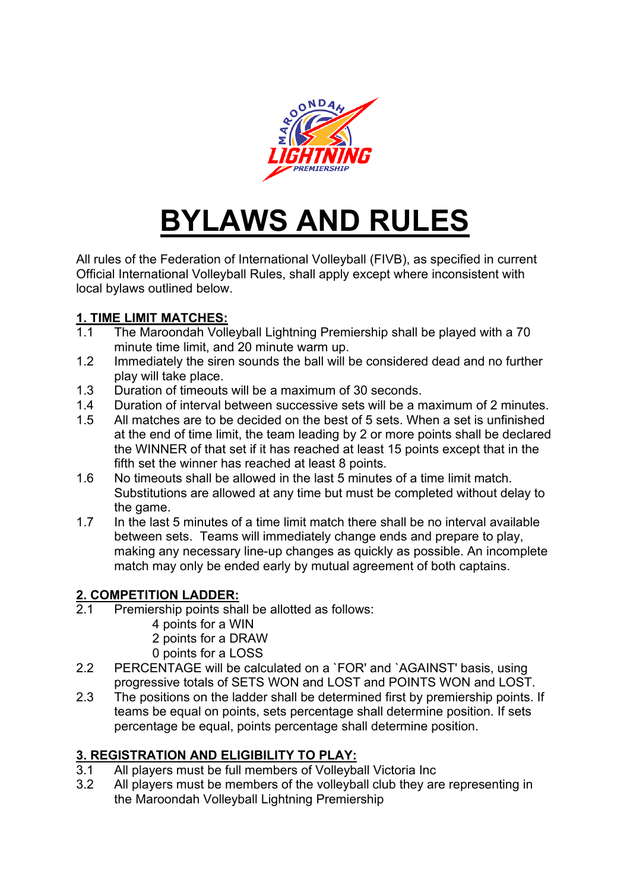# BYLAWS AND RULES

All rules of the Federation of International Volleyball (FIVB), as specified in current Official International Volleyball Rules, shall apply except where inconsistent with local bylaws outlined below.

## 1. TIME LIMIT MATCHES:

1.1 The Maroondah Volleyball Lightning Premiership shall be played with a 70 minute time limit, and 20 minute warm up.

1.2 Immediately the siren sounds the ball will be considered dead and no further play will take place.

1.3 Duration of timeouts will be a maximum of 30 seconds.

1.4 Duration of interval between successive sets will be a maximum of 2 minutes.

1.5 All matches are to be decided on the best of 5 sets. When a set is unfinished at the end of time limit, the team leading by 2 or more points shall be declared the WINNER of that set if it has reached at least 15 points except that in the fifth set the winner has reached at least 8 points.

1.6 No timeouts shall be allowed in the last 5 minutes of a time limit match. Substitutions are allowed at any time but must be completed without delay to the game.

1.7 In the last 5 minutes of a time limit match there shall be no interval available between sets. Teams will immediately change ends and prepare to play, making any necessary line-up changes as quickly as possible. An incomplete match may only be ended early by mutual agreement of both captains.

## 2. COMPETITION LADDER:

2.1 Premiership points shall be allotted as follows:

- 4 points for a WIN
- 2 points for a DRAW
- 0 points for a LOSS

2.2 PERCENTAGE will be calculated on a `FOR' and `AGAINST' basis, using progressive totals of SETS WON and LOST and POINTS WON and LOST.

2.3 The positions on the ladder shall be determined first by premiership points. If teams be equal on points, sets percentage shall determine position. If sets percentage be equal, points percentage shall determine position.

## 3. REGISTRATION AND ELIGIBILITY TO PLAY:

3.1 All players must be full members of Volleyball Victoria Inc

3.2 All players must be members of the volleyball club they are representing in the Maroondah Volleyball Lightning Premiership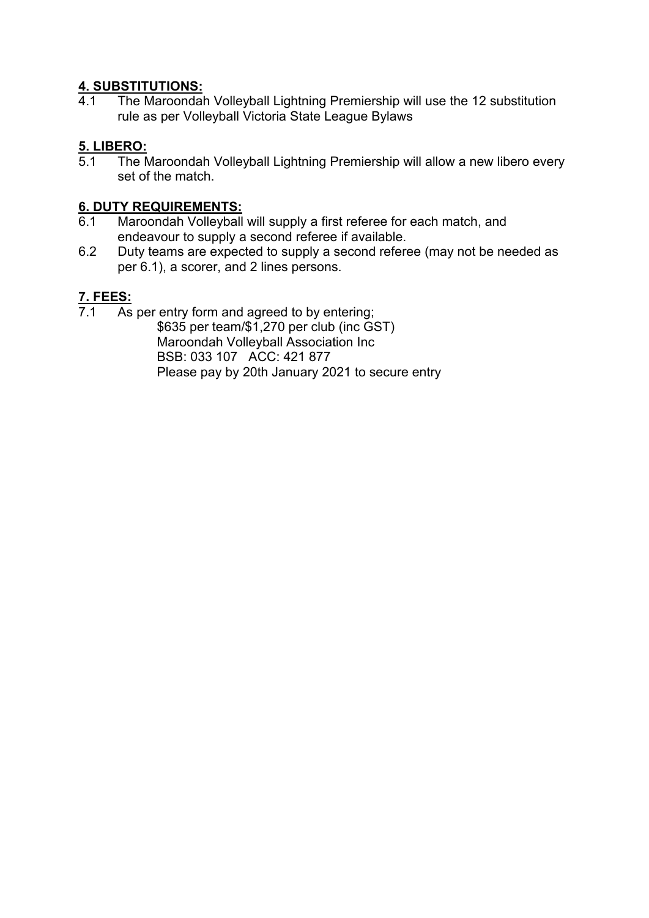## 4. SUBSTITUTIONS:

4.1 The Maroondah Volleyball Lightning Premiership will use the 12 substitution rule as per Volleyball Victoria State League Bylaws

## 5. LIBERO:

5.1 The Maroondah Volleyball Lightning Premiership will allow a new libero every set of the match.

## 6. DUTY REQUIREMENTS:

6.1 Maroondah Volleyball will supply a first referee for each match, and endeavour to supply a second referee if available.

6.2 Duty teams are expected to supply a second referee (may not be needed as per 6.1), a scorer, and 2 lines persons.

## 7. FEES:

7.1 As per entry form and agreed to by entering;

$635 per team/$1,270 per club (inc GST)
Maroondah Volleyball Association Inc
BSB: 033 107 ACC: 421 877
Please pay by 20th January 2021 to secure entry